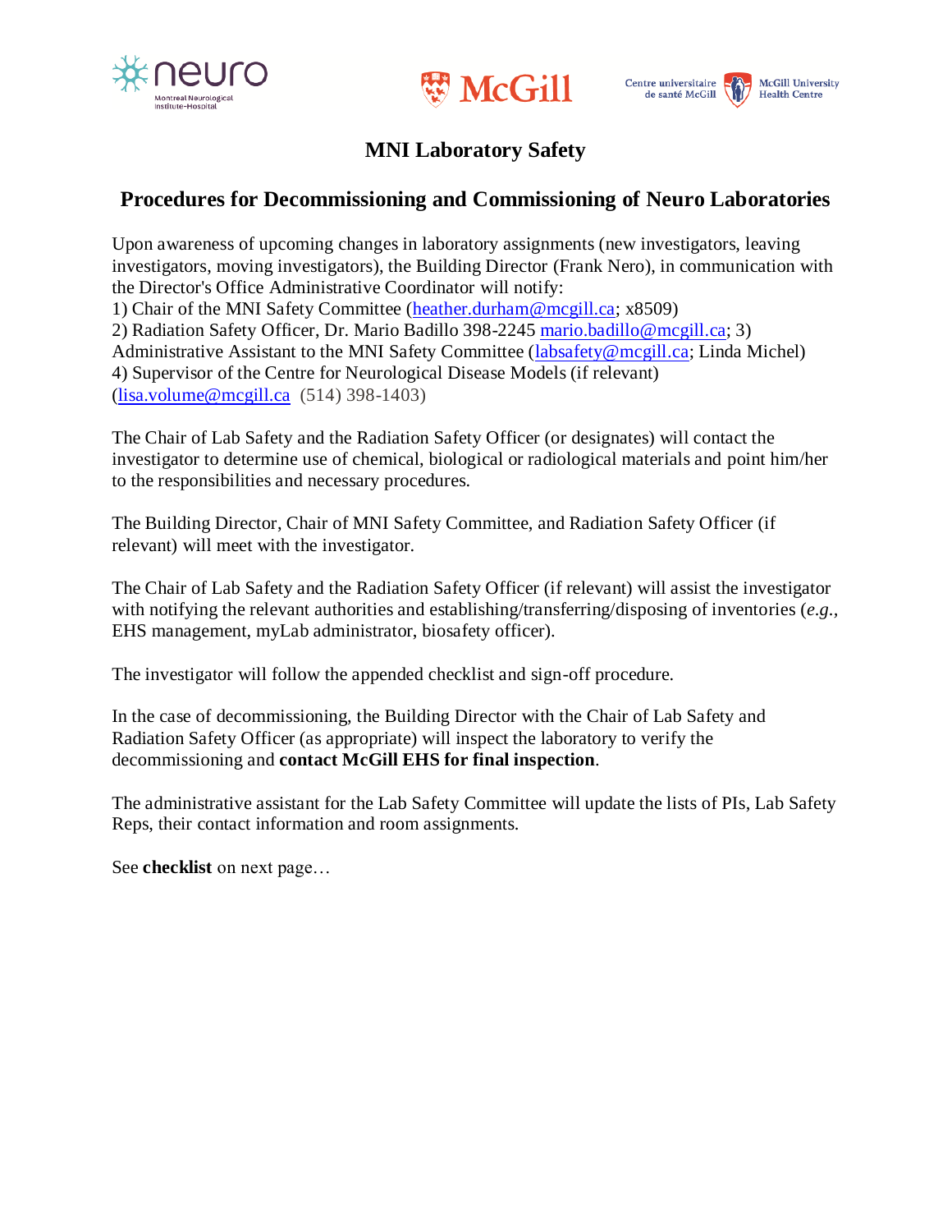# MNI Laboratory Safety

## Procedures for Decommissioning and Commissioning of Neuro Laboratories

Upon awareness of upcoming changes in laboratory assignments (new investigators, leaving investigators, moving investigators), the Building Director (Frank Nero), in communication with the Director's Office Administrative Coordinator will notify:
1) Chair of the MNI Safety Committee (heather.durham@mcgill.ca; x8509)
2) Radiation Safety Officer, Dr. Mario Badillo 398-2245 mario.badillo@mcgill.ca; 3) Administrative Assistant to the MNI Safety Committee (labsafety@mcgill.ca; Linda Michel)
4) Supervisor of the Centre for Neurological Disease Models (if relevant) (lisa.volume@mcgill.ca (514) 398-1403)

The Chair of Lab Safety and the Radiation Safety Officer (or designates) will contact the investigator to determine use of chemical, biological or radiological materials and point him/her to the responsibilities and necessary procedures.

The Building Director, Chair of MNI Safety Committee, and Radiation Safety Officer (if relevant) will meet with the investigator.

The Chair of Lab Safety and the Radiation Safety Officer (if relevant) will assist the investigator with notifying the relevant authorities and establishing/transferring/disposing of inventories (*e.g.*, EHS management, myLab administrator, biosafety officer).

The investigator will follow the appended checklist and sign-off procedure.

In the case of decommissioning, the Building Director with the Chair of Lab Safety and Radiation Safety Officer (as appropriate) will inspect the laboratory to verify the decommissioning and **contact McGill EHS for final inspection**.

The administrative assistant for the Lab Safety Committee will update the lists of PIs, Lab Safety Reps, their contact information and room assignments.

See **checklist** on next page…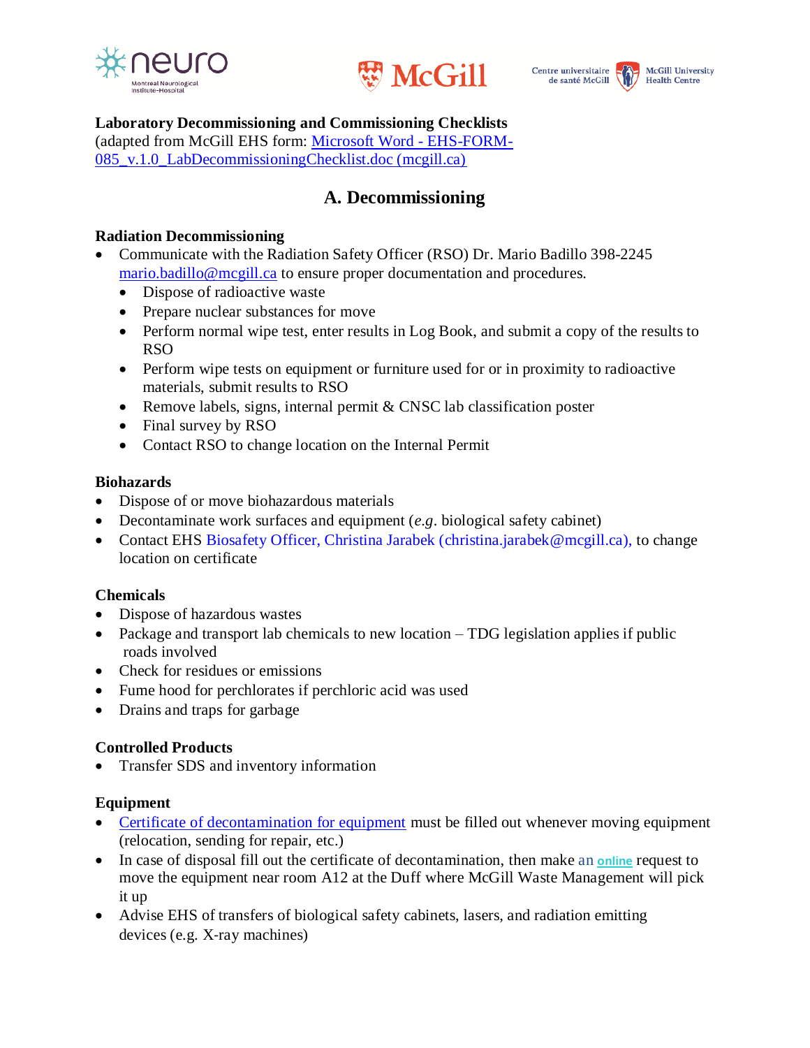**Laboratory Decommissioning and Commissioning Checklists**
(adapted from McGill EHS form: [Microsoft Word - EHS-FORM-085_v.1.0_LabDecommissioningChecklist.doc (mcgill.ca)](#))

## A. Decommissioning

**Radiation Decommissioning**

- Communicate with the Radiation Safety Officer (RSO) Dr. Mario Badillo 398-2245 mario.badillo@mcgill.ca to ensure proper documentation and procedures.
  - Dispose of radioactive waste
  - Prepare nuclear substances for move
  - Perform normal wipe test, enter results in Log Book, and submit a copy of the results to RSO
  - Perform wipe tests on equipment or furniture used for or in proximity to radioactive materials, submit results to RSO
  - Remove labels, signs, internal permit & CNSC lab classification poster
  - Final survey by RSO
  - Contact RSO to change location on the Internal Permit

**Biohazards**

- Dispose of or move biohazardous materials
- Decontaminate work surfaces and equipment (*e.g*. biological safety cabinet)
- Contact EHS Biosafety Officer, Christina Jarabek (christina.jarabek@mcgill.ca), to change location on certificate

**Chemicals**

- Dispose of hazardous wastes
- Package and transport lab chemicals to new location – TDG legislation applies if public roads involved
- Check for residues or emissions
- Fume hood for perchlorates if perchloric acid was used
- Drains and traps for garbage

**Controlled Products**

- Transfer SDS and inventory information

**Equipment**

- Certificate of decontamination for equipment must be filled out whenever moving equipment (relocation, sending for repair, etc.)
- In case of disposal fill out the certificate of decontamination, then make an online request to move the equipment near room A12 at the Duff where McGill Waste Management will pick it up
- Advise EHS of transfers of biological safety cabinets, lasers, and radiation emitting devices (e.g. X-ray machines)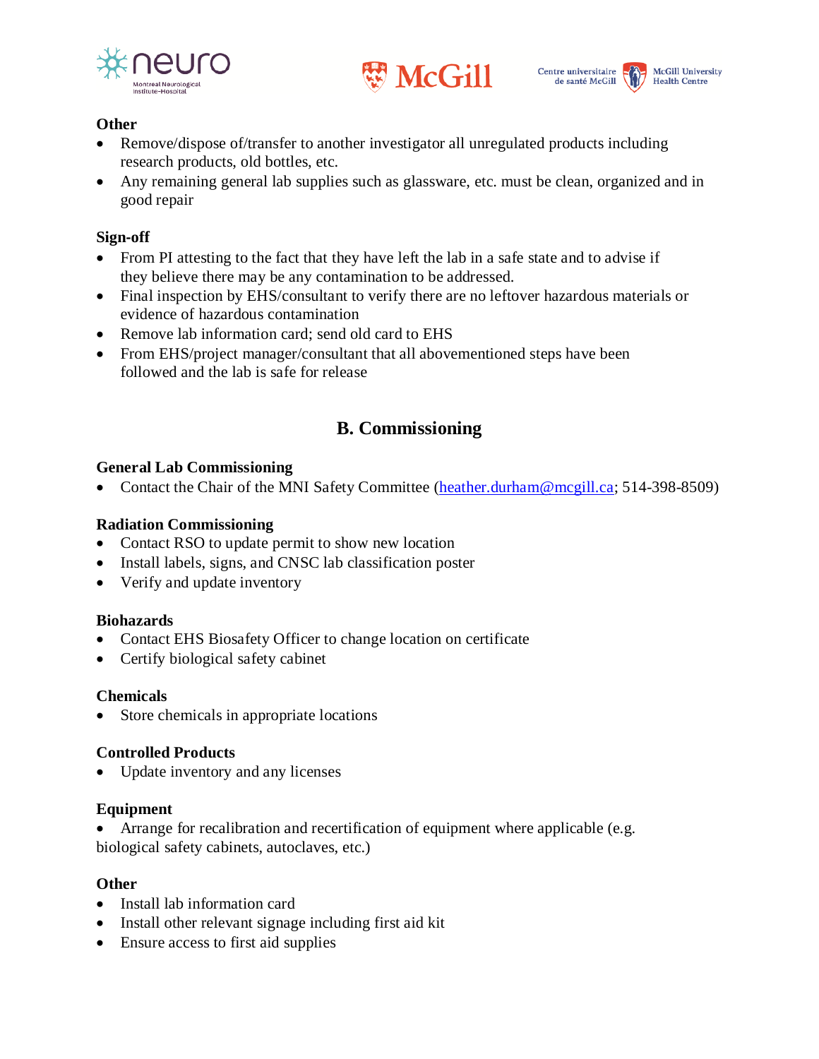### Other

- Remove/dispose of/transfer to another investigator all unregulated products including research products, old bottles, etc.
- Any remaining general lab supplies such as glassware, etc. must be clean, organized and in good repair

### Sign-off

- From PI attesting to the fact that they have left the lab in a safe state and to advise if they believe there may be any contamination to be addressed.
- Final inspection by EHS/consultant to verify there are no leftover hazardous materials or evidence of hazardous contamination
- Remove lab information card; send old card to EHS
- From EHS/project manager/consultant that all abovementioned steps have been followed and the lab is safe for release

## B. Commissioning

### General Lab Commissioning

- Contact the Chair of the MNI Safety Committee (heather.durham@mcgill.ca; 514-398-8509)

### Radiation Commissioning

- Contact RSO to update permit to show new location
- Install labels, signs, and CNSC lab classification poster
- Verify and update inventory

### Biohazards

- Contact EHS Biosafety Officer to change location on certificate
- Certify biological safety cabinet

### Chemicals

- Store chemicals in appropriate locations

### Controlled Products

- Update inventory and any licenses

### Equipment

- Arrange for recalibration and recertification of equipment where applicable (e.g. biological safety cabinets, autoclaves, etc.)

### Other

- Install lab information card
- Install other relevant signage including first aid kit
- Ensure access to first aid supplies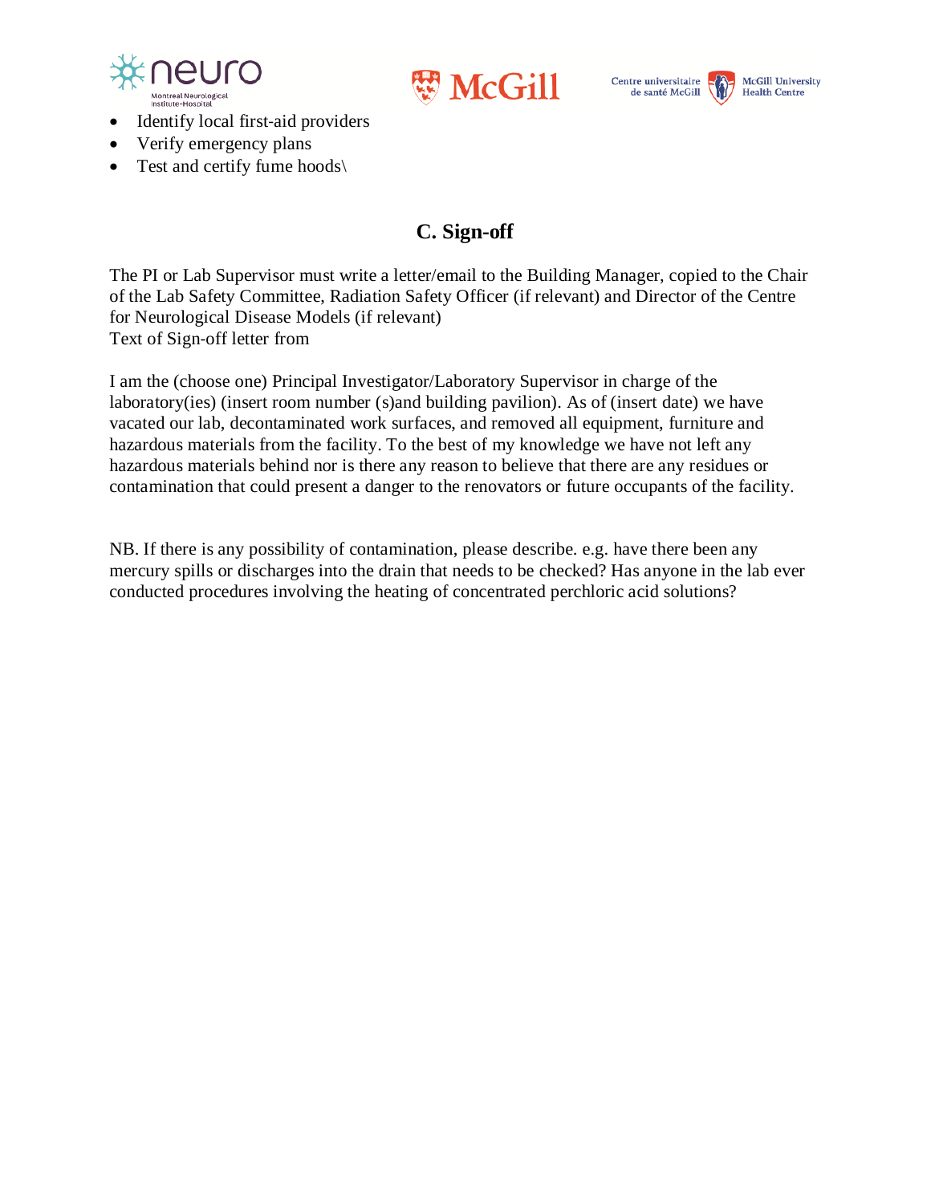- Identify local first-aid providers
- Verify emergency plans
- Test and certify fume hoods\

## C. Sign-off

The PI or Lab Supervisor must write a letter/email to the Building Manager, copied to the Chair of the Lab Safety Committee, Radiation Safety Officer (if relevant) and Director of the Centre for Neurological Disease Models (if relevant)
Text of Sign-off letter from

I am the (choose one) Principal Investigator/Laboratory Supervisor in charge of the laboratory(ies) (insert room number (s)and building pavilion). As of (insert date) we have vacated our lab, decontaminated work surfaces, and removed all equipment, furniture and hazardous materials from the facility. To the best of my knowledge we have not left any hazardous materials behind nor is there any reason to believe that there are any residues or contamination that could present a danger to the renovators or future occupants of the facility.

NB. If there is any possibility of contamination, please describe. e.g. have there been any mercury spills or discharges into the drain that needs to be checked? Has anyone in the lab ever conducted procedures involving the heating of concentrated perchloric acid solutions?